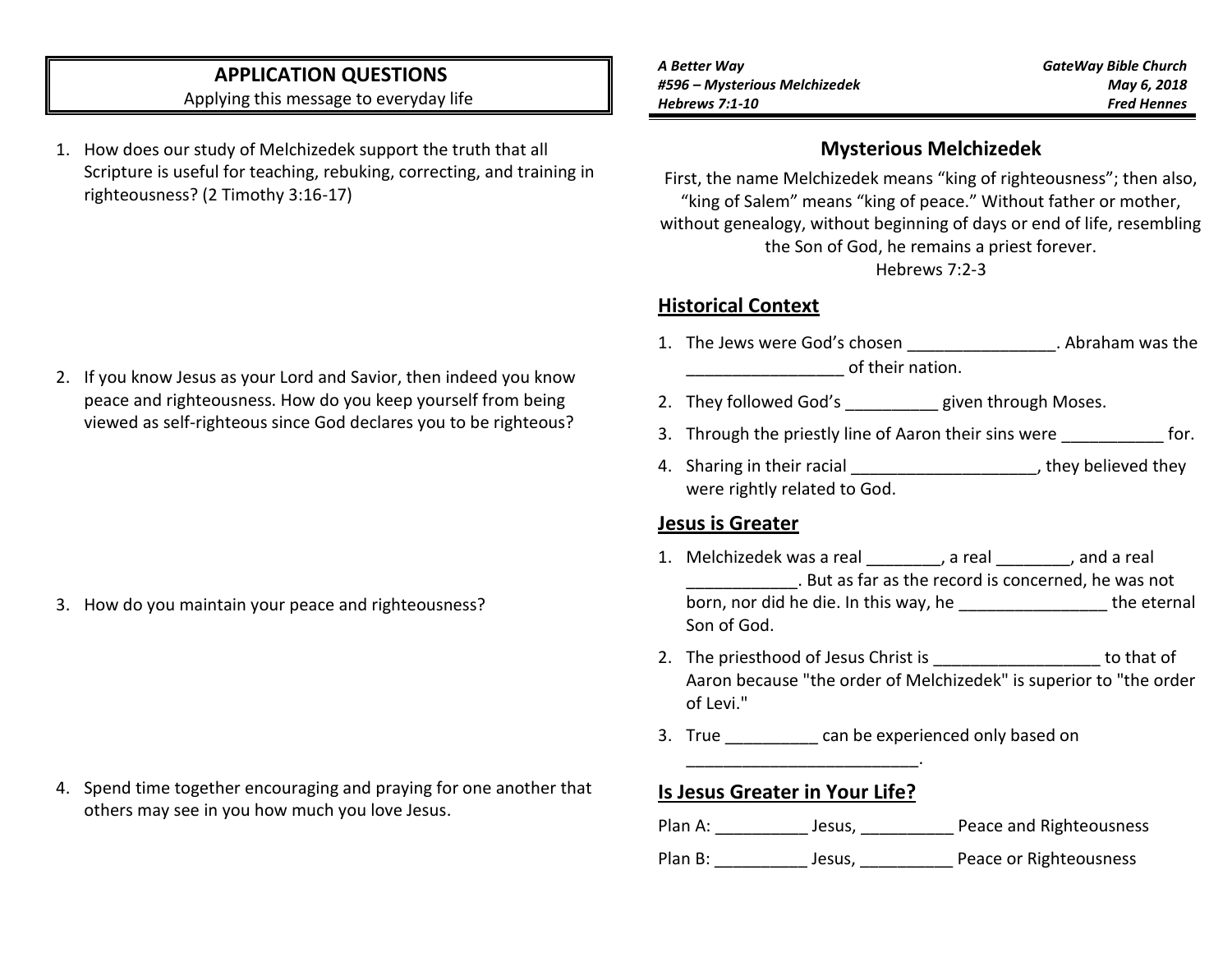## APPLICATION QUESTIONS

Applying this message to everyday life

1. How does our study of Melchizedek support the truth that all Scripture is useful for teaching, rebuking, correcting, and training in righteousness? (2 Timothy 3:16-17)

2. If you know Jesus as your Lord and Savior, then indeed you know peace and righteousness. How do you keep yourself from being viewed as self-righteous since God declares you to be righteous?

3. How do you maintain your peace and righteousness?

4. Spend time together encouraging and praying for one another that others may see in you how much you love Jesus.

***A Better Way***
***#596 – Mysterious Melchizedek***
***Hebrews 7:1-10***

***GateWay Bible Church***
***May 6, 2018***
***Fred Hennes***

# Mysterious Melchizedek

First, the name Melchizedek means "king of righteousness"; then also, "king of Salem" means "king of peace." Without father or mother, without genealogy, without beginning of days or end of life, resembling the Son of God, he remains a priest forever.
Hebrews 7:2-3

## Historical Context

1. The Jews were God's chosen ________________. Abraham was the _________________ of their nation.
2. They followed God's __________ given through Moses.
3. Through the priestly line of Aaron their sins were ___________ for.
4. Sharing in their racial ____________________, they believed they were rightly related to God.

## Jesus is Greater

1. Melchizedek was a real ________, a real ________, and a real ____________. But as far as the record is concerned, he was not born, nor did he die. In this way, he ________________ the eternal Son of God.
2. The priesthood of Jesus Christ is __________________ to that of Aaron because "the order of Melchizedek" is superior to "the order of Levi."
3. True __________ can be experienced only based on _________________________.

## Is Jesus Greater in Your Life?

Plan A: __________ Jesus, __________ Peace and Righteousness

Plan B: __________ Jesus, __________ Peace or Righteousness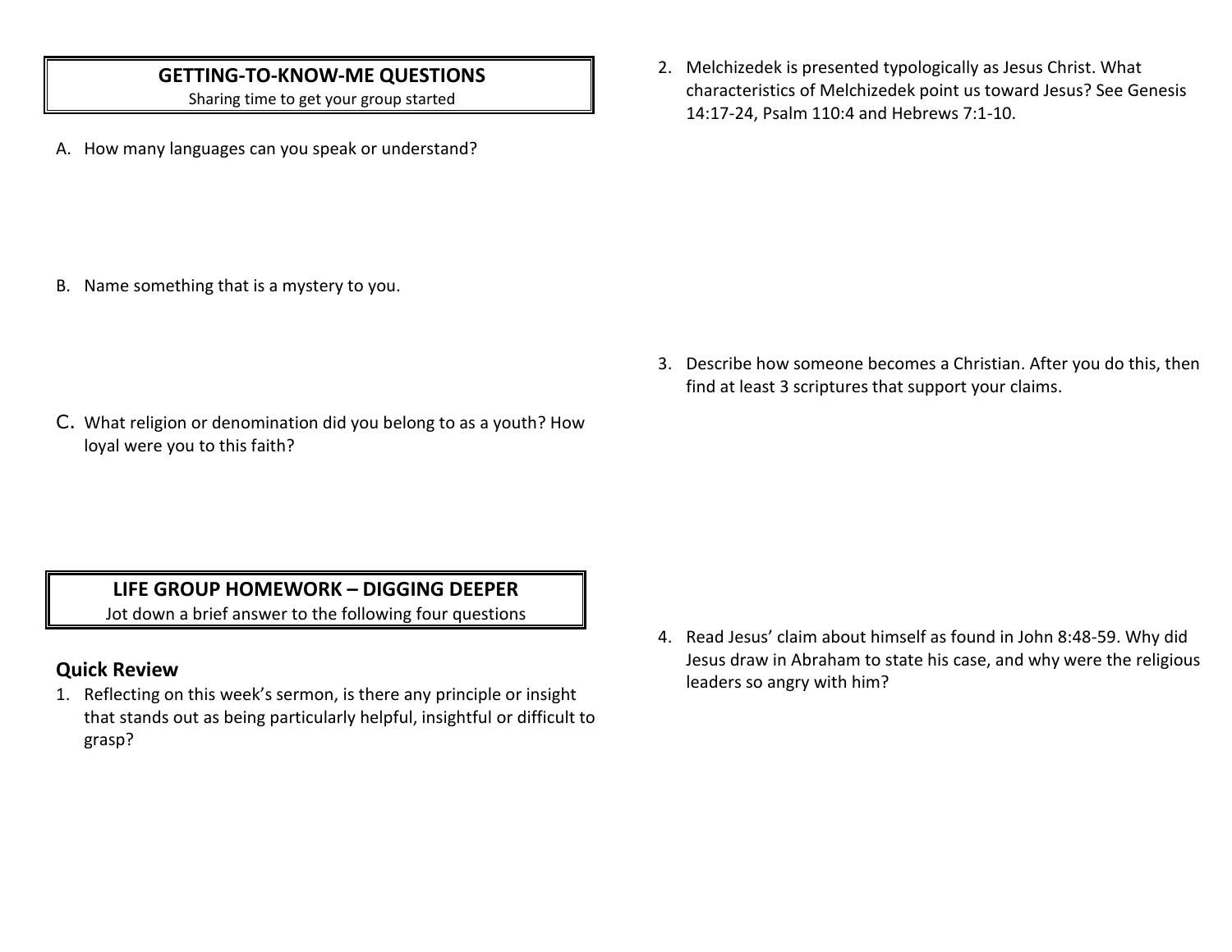## GETTING-TO-KNOW-ME QUESTIONS

Sharing time to get your group started

A. How many languages can you speak or understand?

B. Name something that is a mystery to you.

C. What religion or denomination did you belong to as a youth? How loyal were you to this faith?

## LIFE GROUP HOMEWORK – DIGGING DEEPER

Jot down a brief answer to the following four questions

### Quick Review

1. Reflecting on this week's sermon, is there any principle or insight that stands out as being particularly helpful, insightful or difficult to grasp?

2. Melchizedek is presented typologically as Jesus Christ. What characteristics of Melchizedek point us toward Jesus? See Genesis 14:17-24, Psalm 110:4 and Hebrews 7:1-10.

3. Describe how someone becomes a Christian. After you do this, then find at least 3 scriptures that support your claims.

4. Read Jesus' claim about himself as found in John 8:48-59. Why did Jesus draw in Abraham to state his case, and why were the religious leaders so angry with him?